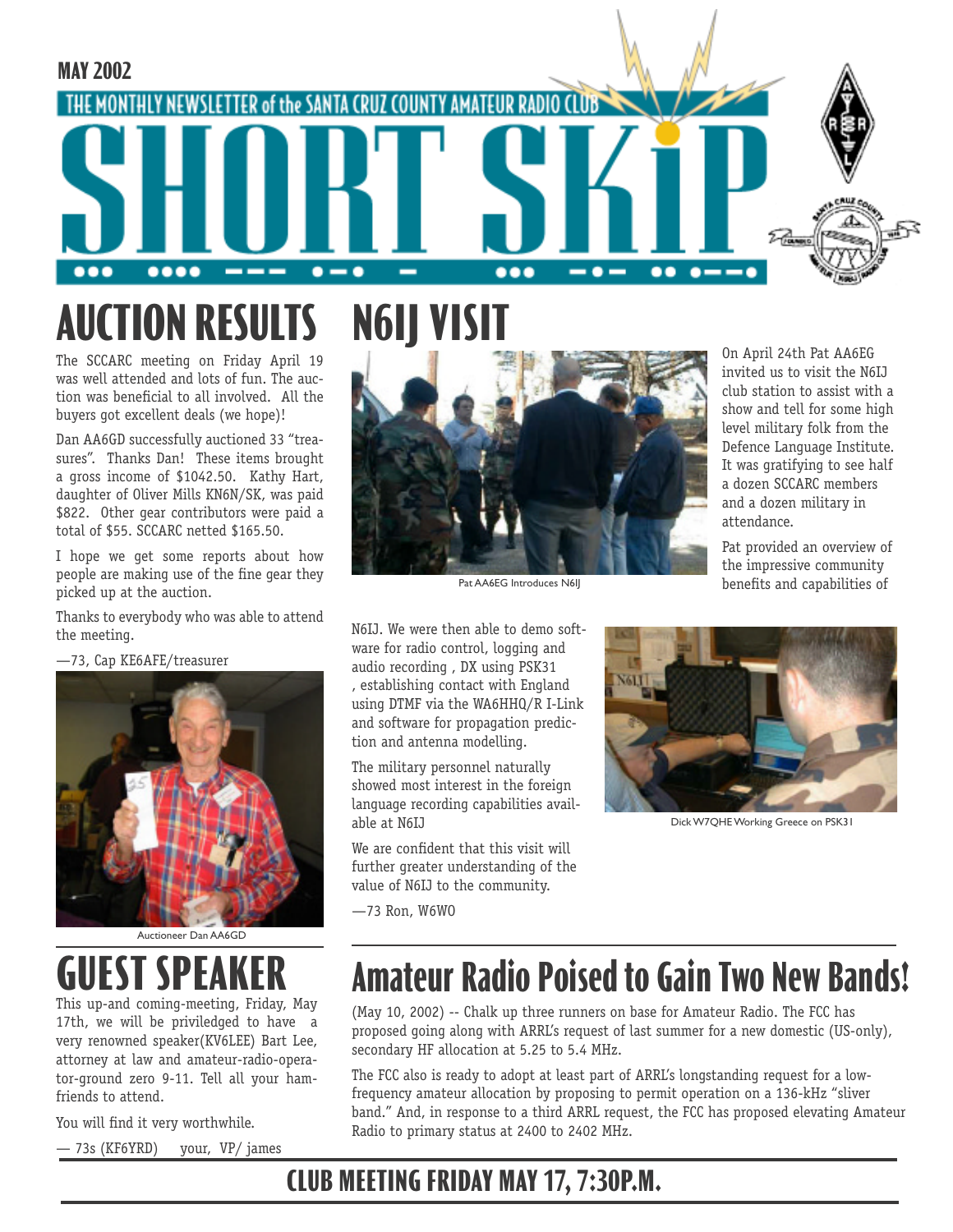MAY 2002

THE MONTHLY NEWSLETTER of the SANTA CRUZ COUNTY AMATEUR RADIO CLUB

# SHORT SKIP

## AUCTION RESULTS

The SCCARC meeting on Friday April 19 was well attended and lots of fun. The auction was beneficial to all involved. All the buyers got excellent deals (we hope)!

Dan AA6GD successfully auctioned 33 "treasures". Thanks Dan! These items brought a gross income of $1042.50. Kathy Hart, daughter of Oliver Mills KN6N/SK, was paid $822. Other gear contributors were paid a total of $55. SCCARC netted $165.50.

I hope we get some reports about how people are making use of the fine gear they picked up at the auction.

Thanks to everybody who was able to attend the meeting.

—73, Cap KE6AFE/treasurer

Auctioneer Dan AA6GD

## N6IJ VISIT

Pat AA6EG Introduces N6IJ

On April 24th Pat AA6EG invited us to visit the N6IJ club station to assist with a show and tell for some high level military folk from the Defence Language Institute. It was gratifying to see half a dozen SCCARC members and a dozen military in attendance.

Pat provided an overview of the impressive community benefits and capabilities of N6IJ. We were then able to demo software for radio control, logging and audio recording , DX using PSK31 , establishing contact with England using DTMF via the WA6HHQ/R I-Link and software for propagation prediction and antenna modelling.

The military personnel naturally showed most interest in the foreign language recording capabilities available at N6IJ

We are confident that this visit will further greater understanding of the value of N6IJ to the community.

—73 Ron, W6WO

Dick W7QHE Working Greece on PSK31

## GUEST SPEAKER

This up-and coming-meeting, Friday, May 17th, we will be priviledged to have a very renowned speaker(KV6LEE) Bart Lee, attorney at law and amateur-radio-operator-ground zero 9-11. Tell all your ham-friends to attend.

You will find it very worthwhile.

— 73s (KF6YRD) your, VP/ james

## Amateur Radio Poised to Gain Two New Bands!

(May 10, 2002) -- Chalk up three runners on base for Amateur Radio. The FCC has proposed going along with ARRL's request of last summer for a new domestic (US-only), secondary HF allocation at 5.25 to 5.4 MHz.

The FCC also is ready to adopt at least part of ARRL's longstanding request for a low-frequency amateur allocation by proposing to permit operation on a 136-kHz "sliver band." And, in response to a third ARRL request, the FCC has proposed elevating Amateur Radio to primary status at 2400 to 2402 MHz.

**CLUB MEETING FRIDAY MAY 17, 7:30P.M.**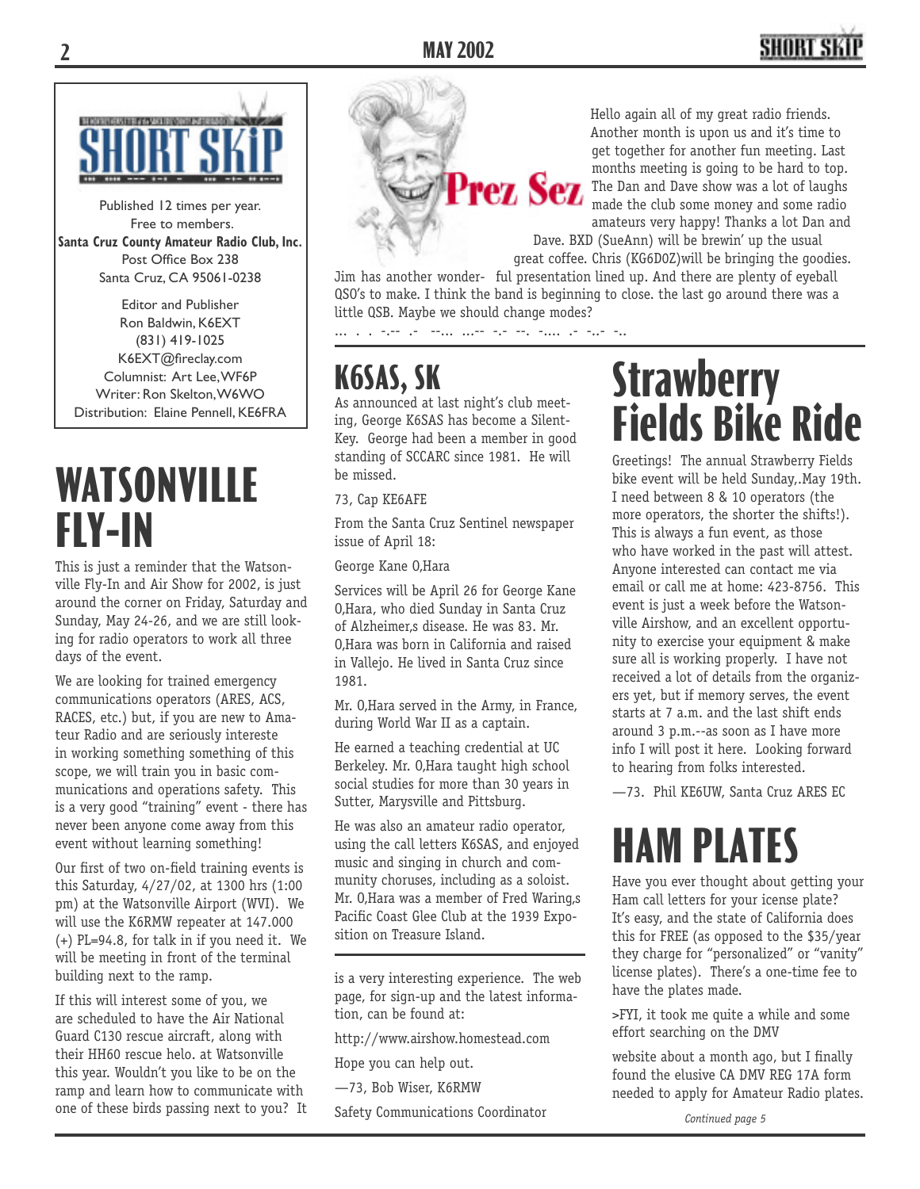SHORT SKIP

Published 12 times per year.
Free to members.
**Santa Cruz County Amateur Radio Club, Inc.**
Post Office Box 238
Santa Cruz, CA 95061-0238

Editor and Publisher
Ron Baldwin, K6EXT
(831) 419-1025
K6EXT@fireclay.com
Columnist: Art Lee, WF6P
Writer: Ron Skelton, W6WO
Distribution: Elaine Pennell, KE6FRA

# Prez Sez

Hello again all of my great radio friends. Another month is upon us and it's time to get together for another fun meeting. Last months meeting is going to be hard to top. The Dan and Dave show was a lot of laughs made the club some money and some radio amateurs very happy! Thanks a lot Dan and Dave. BXD (SueAnn) will be brewin' up the usual great coffee. Chris (KG6DOZ)will be bringing the goodies. Jim has another wonder- ful presentation lined up. And there are plenty of eyeball QSO's to make. I think the band is beginning to close. the last go around there was a little QSB. Maybe we should change modes?

... . . -.-- .- --... ...-- -.- --. -.... .- -..- -..

# WATSONVILLE FLY-IN

This is just a reminder that the Watsonville Fly-In and Air Show for 2002, is just around the corner on Friday, Saturday and Sunday, May 24-26, and we are still looking for radio operators to work all three days of the event.

We are looking for trained emergency communications operators (ARES, ACS, RACES, etc.) but, if you are new to Amateur Radio and are seriously intereste in working something something of this scope, we will train you in basic communications and operations safety. This is a very good "training" event - there has never been anyone come away from this event without learning something!

Our first of two on-field training events is this Saturday, 4/27/02, at 1300 hrs (1:00 pm) at the Watsonville Airport (WVI). We will use the K6RMW repeater at 147.000 (+) PL=94.8, for talk in if you need it. We will be meeting in front of the terminal building next to the ramp.

If this will interest some of you, we are scheduled to have the Air National Guard C130 rescue aircraft, along with their HH60 rescue helo. at Watsonville this year. Wouldn't you like to be on the ramp and learn how to communicate with one of these birds passing next to you? It is a very interesting experience. The web page, for sign-up and the latest information, can be found at:

http://www.airshow.homestead.com

Hope you can help out.

—73, Bob Wiser, K6RMW

Safety Communications Coordinator

# K6SAS, SK

As announced at last night's club meeting, George K6SAS has become a Silent-Key. George had been a member in good standing of SCCARC since 1981. He will be missed.

73, Cap KE6AFE

From the Santa Cruz Sentinel newspaper issue of April 18:

George Kane O,Hara

Services will be April 26 for George Kane O,Hara, who died Sunday in Santa Cruz of Alzheimer,s disease. He was 83. Mr. O,Hara was born in California and raised in Vallejo. He lived in Santa Cruz since 1981.

Mr. O,Hara served in the Army, in France, during World War II as a captain.

He earned a teaching credential at UC Berkeley. Mr. O,Hara taught high school social studies for more than 30 years in Sutter, Marysville and Pittsburg.

He was also an amateur radio operator, using the call letters K6SAS, and enjoyed music and singing in church and community choruses, including as a soloist. Mr. O,Hara was a member of Fred Waring,s Pacific Coast Glee Club at the 1939 Exposition on Treasure Island.

# Strawberry Fields Bike Ride

Greetings! The annual Strawberry Fields bike event will be held Sunday,.May 19th. I need between 8 & 10 operators (the more operators, the shorter the shifts!). This is always a fun event, as those who have worked in the past will attest. Anyone interested can contact me via email or call me at home: 423-8756. This event is just a week before the Watsonville Airshow, and an excellent opportunity to exercise your equipment & make sure all is working properly. I have not received a lot of details from the organizers yet, but if memory serves, the event starts at 7 a.m. and the last shift ends around 3 p.m.--as soon as I have more info I will post it here. Looking forward to hearing from folks interested.

—73. Phil KE6UW, Santa Cruz ARES EC

# HAM PLATES

Have you ever thought about getting your Ham call letters for your icense plate? It's easy, and the state of California does this for FREE (as opposed to the $35/year they charge for "personalized" or "vanity" license plates). There's a one-time fee to have the plates made.

>FYI, it took me quite a while and some effort searching on the DMV website about a month ago, but I finally found the elusive CA DMV REG 17A form needed to apply for Amateur Radio plates.

*Continued page 5*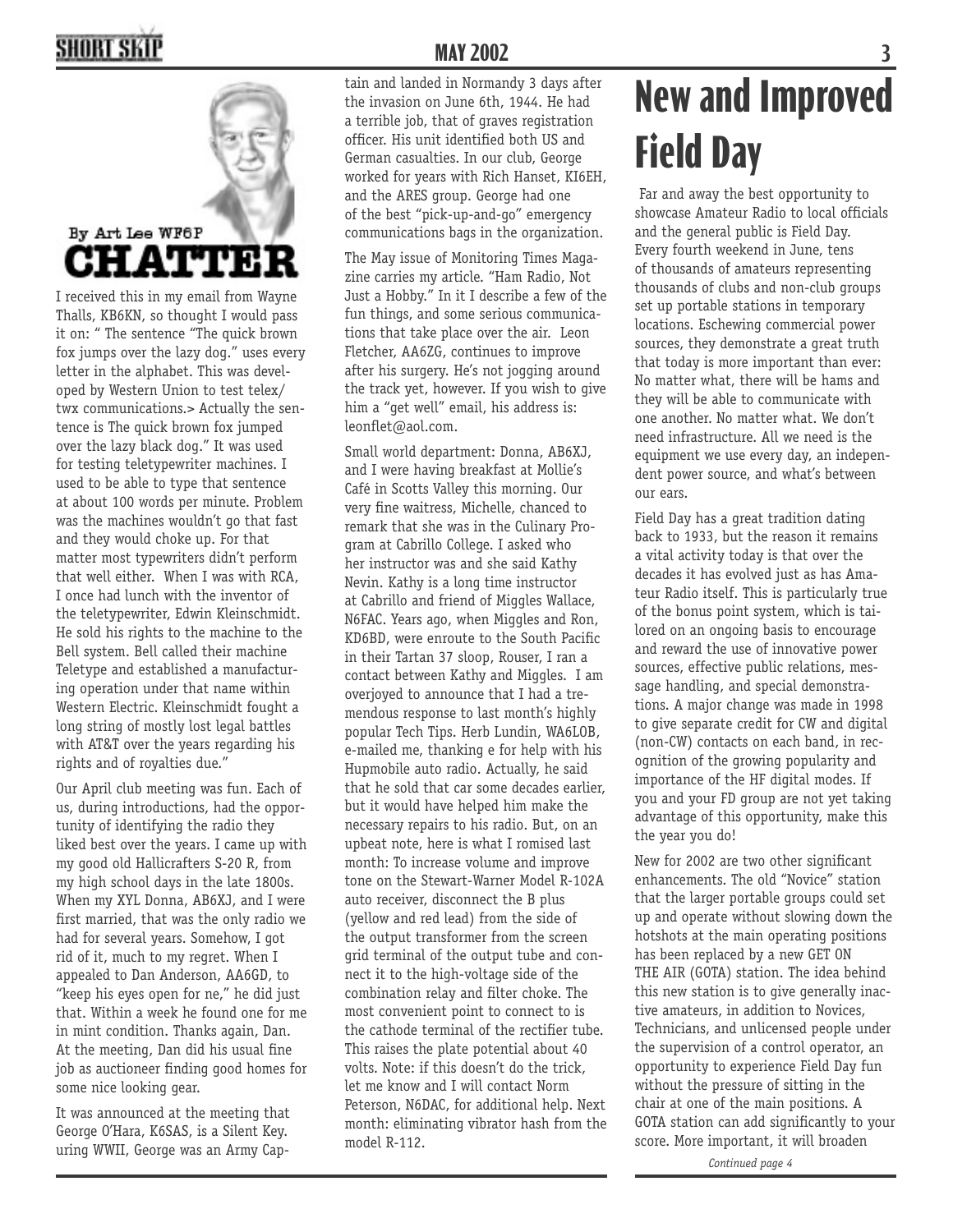By Art Lee WF6P

# CHATTER

I received this in my email from Wayne Thalls, KB6KN, so thought I would pass it on: " The sentence "The quick brown fox jumps over the lazy dog." uses every letter in the alphabet. This was developed by Western Union to test telex/twx communications.> Actually the sentence is The quick brown fox jumped over the lazy black dog." It was used for testing teletypewriter machines. I used to be able to type that sentence at about 100 words per minute. Problem was the machines wouldn't go that fast and they would choke up. For that matter most typewriters didn't perform that well either. When I was with RCA, I once had lunch with the inventor of the teletypewriter, Edwin Kleinschmidt. He sold his rights to the machine to the Bell system. Bell called their machine Teletype and established a manufacturing operation under that name within Western Electric. Kleinschmidt fought a long string of mostly lost legal battles with AT&T over the years regarding his rights and of royalties due."

Our April club meeting was fun. Each of us, during introductions, had the opportunity of identifying the radio they liked best over the years. I came up with my good old Hallicrafters S-20 R, from my high school days in the late 1800s. When my XYL Donna, AB6XJ, and I were first married, that was the only radio we had for several years. Somehow, I got rid of it, much to my regret. When I appealed to Dan Anderson, AA6GD, to "keep his eyes open for ne," he did just that. Within a week he found one for me in mint condition. Thanks again, Dan. At the meeting, Dan did his usual fine job as auctioneer finding good homes for some nice looking gear.

It was announced at the meeting that George O'Hara, K6SAS, is a Silent Key. uring WWII, George was an Army Captain and landed in Normandy 3 days after the invasion on June 6th, 1944. He had a terrible job, that of graves registration officer. His unit identified both US and German casualties. In our club, George worked for years with Rich Hanset, KI6EH, and the ARES group. George had one of the best "pick-up-and-go" emergency communications bags in the organization.

The May issue of Monitoring Times Magazine carries my article. "Ham Radio, Not Just a Hobby." In it I describe a few of the fun things, and some serious communications that take place over the air. Leon Fletcher, AA6ZG, continues to improve after his surgery. He's not jogging around the track yet, however. If you wish to give him a "get well" email, his address is: leonflet@aol.com.

Small world department: Donna, AB6XJ, and I were having breakfast at Mollie's Café in Scotts Valley this morning. Our very fine waitress, Michelle, chanced to remark that she was in the Culinary Program at Cabrillo College. I asked who her instructor was and she said Kathy Nevin. Kathy is a long time instructor at Cabrillo and friend of Miggles Wallace, N6FAC. Years ago, when Miggles and Ron, KD6BD, were enroute to the South Pacific in their Tartan 37 sloop, Rouser, I ran a contact between Kathy and Miggles. I am overjoyed to announce that I had a tremendous response to last month's highly popular Tech Tips. Herb Lundin, WA6LOB, e-mailed me, thanking e for help with his Hupmobile auto radio. Actually, he said that he sold that car some decades earlier, but it would have helped him make the necessary repairs to his radio. But, on an upbeat note, here is what I romised last month: To increase volume and improve tone on the Stewart-Warner Model R-102A auto receiver, disconnect the B plus (yellow and red lead) from the side of the output transformer from the screen grid terminal of the output tube and connect it to the high-voltage side of the combination relay and filter choke. The most convenient point to connect to is the cathode terminal of the rectifier tube. This raises the plate potential about 40 volts. Note: if this doesn't do the trick, let me know and I will contact Norm Peterson, N6DAC, for additional help. Next month: eliminating vibrator hash from the model R-112.

# New and Improved Field Day

Far and away the best opportunity to showcase Amateur Radio to local officials and the general public is Field Day. Every fourth weekend in June, tens of thousands of amateurs representing thousands of clubs and non-club groups set up portable stations in temporary locations. Eschewing commercial power sources, they demonstrate a great truth that today is more important than ever: No matter what, there will be hams and they will be able to communicate with one another. No matter what. We don't need infrastructure. All we need is the equipment we use every day, an independent power source, and what's between our ears.

Field Day has a great tradition dating back to 1933, but the reason it remains a vital activity today is that over the decades it has evolved just as has Amateur Radio itself. This is particularly true of the bonus point system, which is tailored on an ongoing basis to encourage and reward the use of innovative power sources, effective public relations, message handling, and special demonstrations. A major change was made in 1998 to give separate credit for CW and digital (non-CW) contacts on each band, in recognition of the growing popularity and importance of the HF digital modes. If you and your FD group are not yet taking advantage of this opportunity, make this the year you do!

New for 2002 are two other significant enhancements. The old "Novice" station that the larger portable groups could set up and operate without slowing down the hotshots at the main operating positions has been replaced by a new GET ON THE AIR (GOTA) station. The idea behind this new station is to give generally inactive amateurs, in addition to Novices, Technicians, and unlicensed people under the supervision of a control operator, an opportunity to experience Field Day fun without the pressure of sitting in the chair at one of the main positions. A GOTA station can add significantly to your score. More important, it will broaden

*Continued page 4*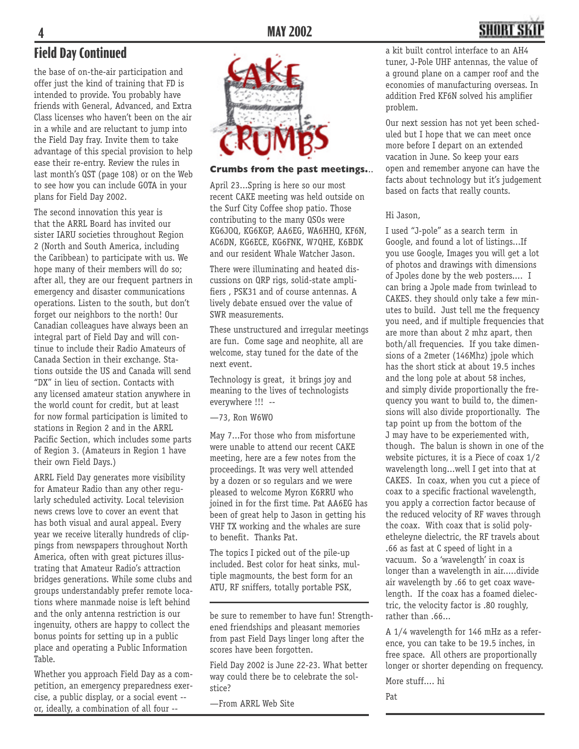## Field Day Continued

the base of on-the-air participation and offer just the kind of training that FD is intended to provide. You probably have friends with General, Advanced, and Extra Class licenses who haven't been on the air in a while and are reluctant to jump into the Field Day fray. Invite them to take advantage of this special provision to help ease their re-entry. Review the rules in last month's QST (page 108) or on the Web to see how you can include GOTA in your plans for Field Day 2002.

The second innovation this year is that the ARRL Board has invited our sister IARU societies throughout Region 2 (North and South America, including the Caribbean) to participate with us. We hope many of their members will do so; after all, they are our frequent partners in emergency and disaster communications operations. Listen to the south, but don't forget our neighbors to the north! Our Canadian colleagues have always been an integral part of Field Day and will continue to include their Radio Amateurs of Canada Section in their exchange. Stations outside the US and Canada will send "DX" in lieu of section. Contacts with any licensed amateur station anywhere in the world count for credit, but at least for now formal participation is limited to stations in Region 2 and in the ARRL Pacific Section, which includes some parts of Region 3. (Amateurs in Region 1 have their own Field Days.)

ARRL Field Day generates more visibility for Amateur Radio than any other regularly scheduled activity. Local television news crews love to cover an event that has both visual and aural appeal. Every year we receive literally hundreds of clippings from newspapers throughout North America, often with great pictures illustrating that Amateur Radio's attraction bridges generations. While some clubs and groups understandably prefer remote locations where manmade noise is left behind and the only antenna restriction is our ingenuity, others are happy to collect the bonus points for setting up in a public place and operating a Public Information Table.

Whether you approach Field Day as a competition, an emergency preparedness exercise, a public display, or a social event -- or, ideally, a combination of all four -- be sure to remember to have fun! Strengthened friendships and pleasant memories from past Field Days linger long after the scores have been forgotten.

Field Day 2002 is June 22-23. What better way could there be to celebrate the solstice?

—From ARRL Web Site

CAKE CRUMBS

**Crumbs from the past meetings..**

April 23...Spring is here so our most recent CAKE meeting was held outside on the Surf City Coffee shop patio. Those contributing to the many QSOs were KG6JOQ, KG6KGP, AA6EG, WA6HHQ, KF6N, AC6DN, KG6ECE, KG6FNK, W7QHE, K6BDK and our resident Whale Watcher Jason.

There were illuminating and heated discussions on QRP rigs, solid-state amplifiers , PSK31 and of course antennas. A lively debate ensued over the value of SWR measurements.

These unstructured and irregular meetings are fun. Come sage and neophite, all are welcome, stay tuned for the date of the next event.

Technology is great, it brings joy and meaning to the lives of technologists everywhere !!! --

—73, Ron W6WO

May 7...For those who from misfortune were unable to attend our recent CAKE meeting, here are a few notes from the proceedings. It was very well attended by a dozen or so regulars and we were pleased to welcome Myron K6RRU who joined in for the first time. Pat AA6EG has been of great help to Jason in getting his VHF TX working and the whales are sure to benefit. Thanks Pat.

The topics I picked out of the pile-up included. Best color for heat sinks, multiple magmounts, the best form for an ATU, RF sniffers, totally portable PSK, a kit built control interface to an AH4 tuner, J-Pole UHF antennas, the value of a ground plane on a camper roof and the economies of manufacturing overseas. In addition Fred KF6N solved his amplifier problem.

Our next session has not yet been scheduled but I hope that we can meet once more before I depart on an extended vacation in June. So keep your ears open and remember anyone can have the facts about technology but it's judgement based on facts that really counts.

Hi Jason,

I used "J-pole" as a search term in Google, and found a lot of listings...If you use Google, Images you will get a lot of photos and drawings with dimensions of Jpoles done by the web posters.... I can bring a Jpole made from twinlead to CAKES. they should only take a few minutes to build. Just tell me the frequency you need, and if multiple frequencies that are more than about 2 mhz apart, then both/all frequencies. If you take dimensions of a 2meter (146Mhz) jpole which has the short stick at about 19.5 inches and the long pole at about 58 inches, and simply divide proportionally the frequency you want to build to, the dimensions will also divide proportionally. The tap point up from the bottom of the J may have to be experiemented with, though. The balun is shown in one of the website pictures, it is a Piece of coax 1/2 wavelength long...well I get into that at CAKES. In coax, when you cut a piece of coax to a specific fractional wavelength, you apply a correction factor because of the reduced velocity of RF waves through the coax. With coax that is solid polyetheleyne dielectric, the RF travels about .66 as fast at C speed of light in a vacuum. So a 'wavelength' in coax is longer than a wavelength in air.....divide air wavelength by .66 to get coax wavelength. If the coax has a foamed dielectric, the velocity factor is .80 roughly, rather than .66...

A 1/4 wavelength for 146 mHz as a reference, you can take to be 19.5 inches, in free space. All others are proportionally longer or shorter depending on frequency.

More stuff.... hi

Pat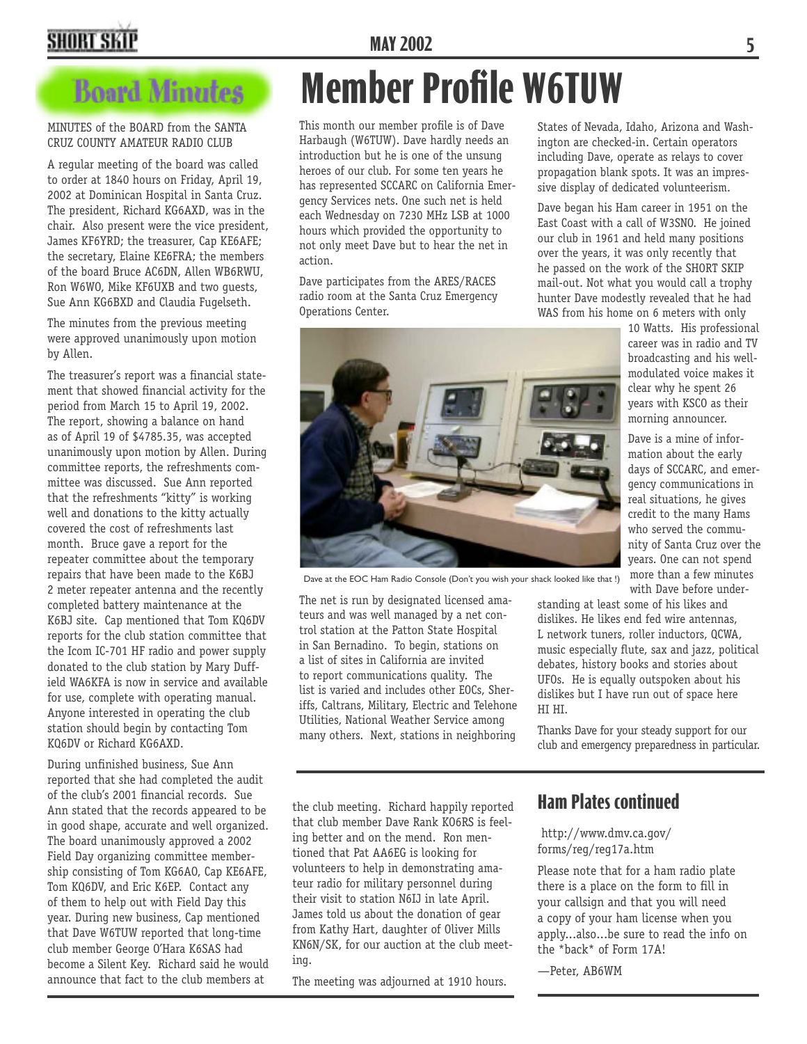# Board Minutes

MINUTES of the BOARD from the SANTA CRUZ COUNTY AMATEUR RADIO CLUB

A regular meeting of the board was called to order at 1840 hours on Friday, April 19, 2002 at Dominican Hospital in Santa Cruz. The president, Richard KG6AXD, was in the chair. Also present were the vice president, James KF6YRD; the treasurer, Cap KE6AFE; the secretary, Elaine KE6FRA; the members of the board Bruce AC6DN, Allen WB6RWU, Ron W6WO, Mike KF6UXB and two guests, Sue Ann KG6BXD and Claudia Fugelseth.

The minutes from the previous meeting were approved unanimously upon motion by Allen.

The treasurer's report was a financial statement that showed financial activity for the period from March 15 to April 19, 2002. The report, showing a balance on hand as of April 19 of $4785.35, was accepted unanimously upon motion by Allen. During committee reports, the refreshments committee was discussed. Sue Ann reported that the refreshments "kitty" is working well and donations to the kitty actually covered the cost of refreshments last month. Bruce gave a report for the repeater committee about the temporary repairs that have been made to the K6BJ 2 meter repeater antenna and the recently completed battery maintenance at the K6BJ site. Cap mentioned that Tom KQ6DV reports for the club station committee that the Icom IC-701 HF radio and power supply donated to the club station by Mary Duffield WA6KFA is now in service and available for use, complete with operating manual. Anyone interested in operating the club station should begin by contacting Tom KQ6DV or Richard KG6AXD.

During unfinished business, Sue Ann reported that she had completed the audit of the club's 2001 financial records. Sue Ann stated that the records appeared to be in good shape, accurate and well organized. The board unanimously approved a 2002 Field Day organizing committee membership consisting of Tom KG6AO, Cap KE6AFE, Tom KQ6DV, and Eric K6EP. Contact any of them to help out with Field Day this year. During new business, Cap mentioned that Dave W6TUW reported that long-time club member George O'Hara K6SAS had become a Silent Key. Richard said he would announce that fact to the club members at the club meeting. Richard happily reported that club member Dave Rank KO6RS is feeling better and on the mend. Ron mentioned that Pat AA6EG is looking for volunteers to help in demonstrating amateur radio for military personnel during their visit to station N6IJ in late April. James told us about the donation of gear from Kathy Hart, daughter of Oliver Mills KN6N/SK, for our auction at the club meeting.

The meeting was adjourned at 1910 hours.

# Member Profile W6TUW

This month our member profile is of Dave Harbaugh (W6TUW). Dave hardly needs an introduction but he is one of the unsung heroes of our club. For some ten years he has represented SCCARC on California Emergency Services nets. One such net is held each Wednesday on 7230 MHz LSB at 1000 hours which provided the opportunity to not only meet Dave but to hear the net in action.

Dave participates from the ARES/RACES radio room at the Santa Cruz Emergency Operations Center.

Dave at the EOC Ham Radio Console (Don't you wish your shack looked like that !)

The net is run by designated licensed amateurs and was well managed by a net control station at the Patton State Hospital in San Bernadino. To begin, stations on a list of sites in California are invited to report communications quality. The list is varied and includes other EOCs, Sheriffs, Caltrans, Military, Electric and Telehone Utilities, National Weather Service among many others. Next, stations in neighboring States of Nevada, Idaho, Arizona and Washington are checked-in. Certain operators including Dave, operate as relays to cover propagation blank spots. It was an impressive display of dedicated volunteerism.

Dave began his Ham career in 1951 on the East Coast with a call of W3SNO. He joined our club in 1961 and held many positions over the years, it was only recently that he passed on the work of the SHORT SKIP mail-out. Not what you would call a trophy hunter Dave modestly revealed that he had WAS from his home on 6 meters with only 10 Watts. His professional career was in radio and TV broadcasting and his well-modulated voice makes it clear why he spent 26 years with KSCO as their morning announcer.

Dave is a mine of information about the early days of SCCARC, and emergency communications in real situations, he gives credit to the many Hams who served the community of Santa Cruz over the years. One can not spend more than a few minutes with Dave before understanding at least some of his likes and dislikes. He likes end fed wire antennas, L network tuners, roller inductors, QCWA, music especially flute, sax and jazz, political debates, history books and stories about UFOs. He is equally outspoken about his dislikes but I have run out of space here HI HI.

Thanks Dave for your steady support for our club and emergency preparedness in particular.

## Ham Plates continued

http://www.dmv.ca.gov/forms/reg/reg17a.htm

Please note that for a ham radio plate there is a place on the form to fill in your callsign and that you will need a copy of your ham license when you apply...also...be sure to read the info on the *back* of Form 17A!

—Peter, AB6WM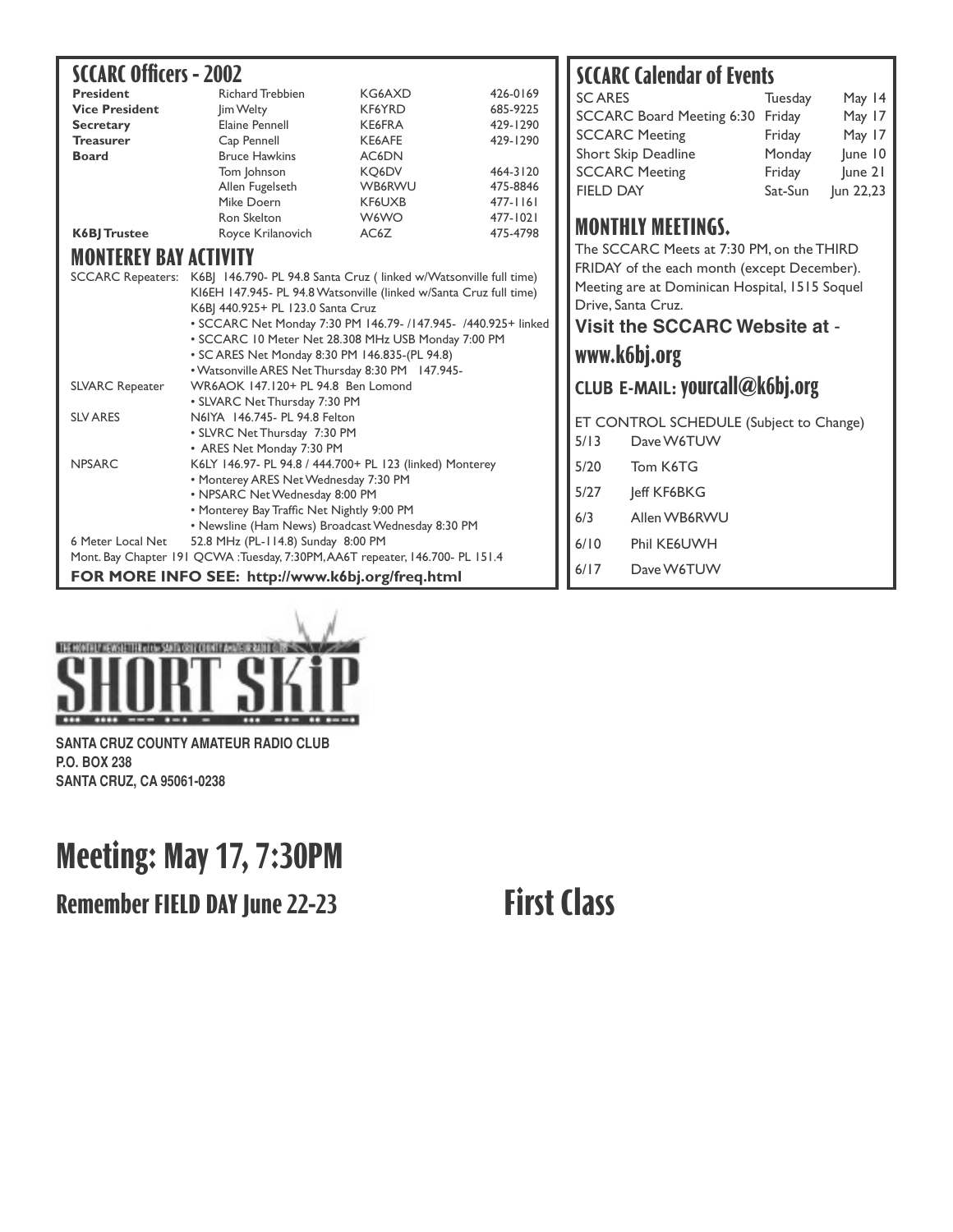## SCCARC Officers - 2002

| | | | |
|---|---|---|---|
| **President** | Richard Trebbien | KG6AXD | 426-0169 |
| **Vice President** | Jim Welty | KF6YRD | 685-9225 |
| **Secretary** | Elaine Pennell | KE6FRA | 429-1290 |
| **Treasurer** | Cap Pennell | KE6AFE | 429-1290 |
| **Board** | Bruce Hawkins | AC6DN | |
| | Tom Johnson | KQ6DV | 464-3120 |
| | Allen Fugelseth | WB6RWU | 475-8846 |
| | Mike Doern | KF6UXB | 477-1161 |
| | Ron Skelton | W6WO | 477-1021 |
| **K6BJ Trustee** | Royce Krilanovich | AC6Z | 475-4798 |

## MONTEREY BAY ACTIVITY

SCCARC Repeaters: K6BJ 146.790- PL 94.8 Santa Cruz ( linked w/Watsonville full time)
KI6EH 147.945- PL 94.8 Watsonville (linked w/Santa Cruz full time)
K6BJ 440.925+ PL 123.0 Santa Cruz
- SCCARC Net Monday 7:30 PM 146.79- /147.945- /440.925+ linked
- SCCARC 10 Meter Net 28.308 MHz USB Monday 7:00 PM
- SC ARES Net Monday 8:30 PM 146.835-(PL 94.8)
- Watsonville ARES Net Thursday 8:30 PM 147.945-

SLVARC Repeater WR6AOK 147.120+ PL 94.8 Ben Lomond
- SLVARC Net Thursday 7:30 PM

SLV ARES N6IYA 146.745- PL 94.8 Felton
- SLVRC Net Thursday 7:30 PM
- ARES Net Monday 7:30 PM

NPSARC K6LY 146.97- PL 94.8 / 444.700+ PL 123 (linked) Monterey
- Monterey ARES Net Wednesday 7:30 PM
- NPSARC Net Wednesday 8:00 PM
- Monterey Bay Traffic Net Nightly 9:00 PM
- Newsline (Ham News) Broadcast Wednesday 8:30 PM

6 Meter Local Net 52.8 MHz (PL-114.8) Sunday 8:00 PM

Mont. Bay Chapter 191 QCWA :Tuesday, 7:30PM, AA6T repeater, 146.700- PL 151.4

**FOR MORE INFO SEE: http://www.k6bj.org/freq.html**

## SCCARC Calendar of Events

| | | |
|---|---|---|
| SC ARES | Tuesday | May 14 |
| SCCARC Board Meeting 6:30 | Friday | May 17 |
| SCCARC Meeting | Friday | May 17 |
| Short Skip Deadline | Monday | June 10 |
| SCCARC Meeting | Friday | June 21 |
| FIELD DAY | Sat-Sun | Jun 22,23 |

## MONTHLY MEETINGS.

The SCCARC Meets at 7:30 PM, on the THIRD FRIDAY of the each month (except December). Meeting are at Dominican Hospital, 1515 Soquel Drive, Santa Cruz.

**Visit the SCCARC Website at -**

**www.k6bj.org**

**CLUB E-MAIL: yourcall@k6bj.org**

ET CONTROL SCHEDULE (Subject to Change)

| | |
|---|---|
| 5/13 | Dave W6TUW |
| 5/20 | Tom K6TG |
| 5/27 | Jeff KF6BKG |
| 6/3 | Allen WB6RWU |
| 6/10 | Phil KE6UWH |
| 6/17 | Dave W6TUW |

THE MONTHLY NEWSLETTER of the SANTA CRUZ COUNTY AMATEUR RADIO CLUB

# SHORT SKIP

**SANTA CRUZ COUNTY AMATEUR RADIO CLUB**
**P.O. BOX 238**
**SANTA CRUZ, CA 95061-0238**

# Meeting: May 17, 7:30PM

## Remember FIELD DAY June 22-23

# First Class